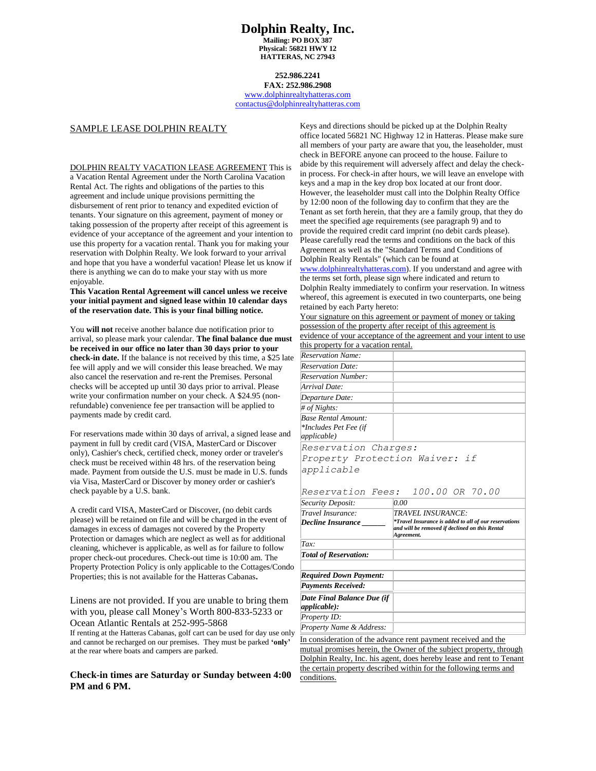# Dolphin Realty, Inc.

**Mailing: PO BOX 387**
**Physical: 56821 HWY 12**
**HATTERAS, NC 27943**

**252.986.2241**
**FAX: 252.986.2908**
www.dolphinrealtyhatteras.com
contactus@dolphinrealtyhatteras.com

SAMPLE LEASE DOLPHIN REALTY

DOLPHIN REALTY VACATION LEASE AGREEMENT This is a Vacation Rental Agreement under the North Carolina Vacation Rental Act. The rights and obligations of the parties to this agreement and include unique provisions permitting the disbursement of rent prior to tenancy and expedited eviction of tenants. Your signature on this agreement, payment of money or taking possession of the property after receipt of this agreement is evidence of your acceptance of the agreement and your intention to use this property for a vacation rental. Thank you for making your reservation with Dolphin Realty. We look forward to your arrival and hope that you have a wonderful vacation! Please let us know if there is anything we can do to make your stay with us more enjoyable.

**This Vacation Rental Agreement will cancel unless we receive your initial payment and signed lease within 10 calendar days of the reservation date. This is your final billing notice.**

You **will not** receive another balance due notification prior to arrival, so please mark your calendar. **The final balance due must be received in our office no later than 30 days prior to your check-in date.** If the balance is not received by this time, a $25 late fee will apply and we will consider this lease breached. We may also cancel the reservation and re-rent the Premises. Personal checks will be accepted up until 30 days prior to arrival. Please write your confirmation number on your check. A $24.95 (non-refundable) convenience fee per transaction will be applied to payments made by credit card.

For reservations made within 30 days of arrival, a signed lease and payment in full by credit card (VISA, MasterCard or Discover only), Cashier's check, certified check, money order or traveler's check must be received within 48 hrs. of the reservation being made. Payment from outside the U.S. must be made in U.S. funds via Visa, MasterCard or Discover by money order or cashier's check payable by a U.S. bank.

A credit card VISA, MasterCard or Discover, (no debit cards please) will be retained on file and will be charged in the event of damages in excess of damages not covered by the Property Protection or damages which are neglect as well as for additional cleaning, whichever is applicable, as well as for failure to follow proper check-out procedures. Check-out time is 10:00 am. The Property Protection Policy is only applicable to the Cottages/Condo Properties; this is not available for the Hatteras Cabanas**.**

Linens are not provided. If you are unable to bring them with you, please call Money's Worth 800-833-5233 or Ocean Atlantic Rentals at 252-995-5868

If renting at the Hatteras Cabanas, golf cart can be used for day use only and cannot be recharged on our premises. They must be parked **'only'** at the rear where boats and campers are parked.

**Check-in times are Saturday or Sunday between 4:00 PM and 6 PM.**

Keys and directions should be picked up at the Dolphin Realty office located 56821 NC Highway 12 in Hatteras. Please make sure all members of your party are aware that you, the leaseholder, must check in BEFORE anyone can proceed to the house. Failure to abide by this requirement will adversely affect and delay the check-in process. For check-in after hours, we will leave an envelope with keys and a map in the key drop box located at our front door. However, the leaseholder must call into the Dolphin Realty Office by 12:00 noon of the following day to confirm that they are the Tenant as set forth herein, that they are a family group, that they do meet the specified age requirements (see paragraph 9) and to provide the required credit card imprint (no debit cards please). Please carefully read the terms and conditions on the back of this Agreement as well as the "Standard Terms and Conditions of Dolphin Realty Rentals" (which can be found at www.dolphinrealtyhatteras.com). If you understand and agree with the terms set forth, please sign where indicated and return to Dolphin Realty immediately to confirm your reservation. In witness whereof, this agreement is executed in two counterparts, one being retained by each Party hereto:

Your signature on this agreement or payment of money or taking possession of the property after receipt of this agreement is evidence of your acceptance of the agreement and your intent to use this property for a vacation rental.

| | |
|---|---|
| *Reservation Name:* | |
| *Reservation Date:* | |
| *Reservation Number:* | |
| *Arrival Date:* | |
| *Departure Date:* | |
| *# of Nights:* | |
| *Base Rental Amount: \*Includes Pet Fee (if applicable)* | |
| *Reservation Charges: Property Protection Waiver: if applicable* | |
| *Reservation Fees: 100.00 OR 70.00* | |
| *Security Deposit:* | *0.00* |
| *Travel Insurance:* ***Decline Insurance \_\_\_\_\_\_*** | *TRAVEL INSURANCE:* ***\*Travel Insurance is added to all of our reservations and will be removed if declined on this Rental Agreement.*** |
| *Tax:* | |
| ***Total of Reservation:*** | |
| | |
| ***Required Down Payment:*** | |
| ***Payments Received:*** | |
| ***Date Final Balance Due (if applicable):*** | |
| *Property ID:* | |
| *Property Name & Address:* | |

In consideration of the advance rent payment received and the mutual promises herein, the Owner of the subject property, through Dolphin Realty, Inc. his agent, does hereby lease and rent to Tenant the certain property described within for the following terms and conditions.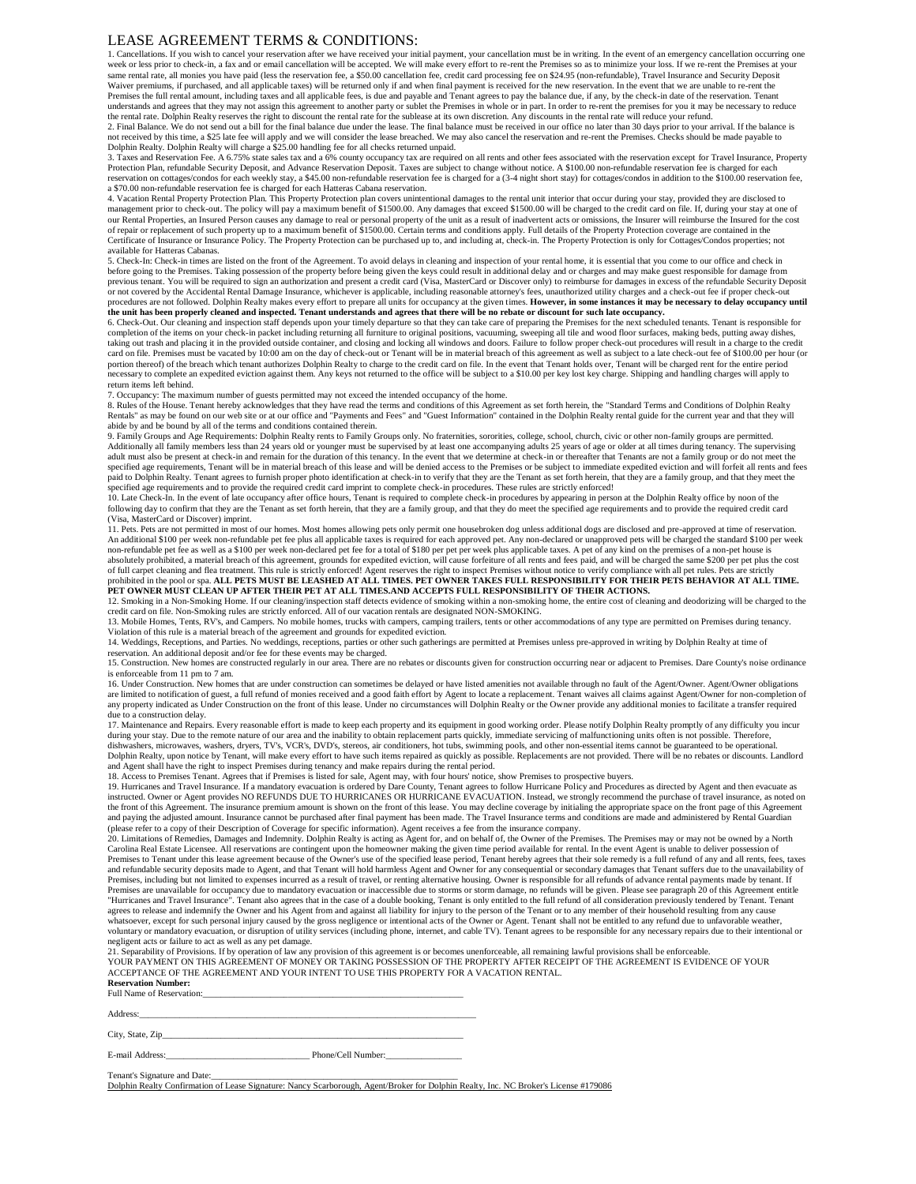# LEASE AGREEMENT TERMS & CONDITIONS:

1. Cancellations. If you wish to cancel your reservation after we have received your initial payment, your cancellation must be in writing. In the event of an emergency cancellation occurring one week or less prior to check-in, a fax and or email cancellation will be accepted. We will make every effort to re-rent the Premises so as to minimize your loss. If we re-rent the Premises at your same rental rate, all monies you have paid (less the reservation fee, a $50.00 cancellation fee, credit card processing fee on $24.95 (non-refundable), Travel Insurance and Security Deposit Waiver premiums, if purchased, and all applicable taxes) will be returned only if and when final payment is received for the new reservation. In the event that we are unable to re-rent the Premises the full rental amount, including taxes and all applicable fees, is due and payable and Tenant agrees to pay the balance due, if any, by the check-in date of the reservation. Tenant understands and agrees that they may not assign this agreement to another party or sublet the Premises in whole or in part. In order to re-rent the premises for you it may be necessary to reduce the rental rate. Dolphin Realty reserves the right to discount the rental rate for the sublease at its own discretion. Any discounts in the rental rate will reduce your refund.

2. Final Balance. We do not send out a bill for the final balance due under the lease. The final balance must be received in our office no later than 30 days prior to your arrival. If the balance is not received by this time, a $25 late fee will apply and we will consider the lease breached. We may also cancel the reservation and re-rent the Premises. Checks should be made payable to Dolphin Realty. Dolphin Realty will charge a $25.00 handling fee for all checks returned unpaid.

3. Taxes and Reservation Fee. A 6.75% state sales tax and a 6% county occupancy tax are required on all rents and other fees associated with the reservation except for Travel Insurance, Property Protection Plan, refundable Security Deposit, and Advance Reservation Deposit. Taxes are subject to change without notice. A $100.00 non-refundable reservation fee is charged for each reservation on cottages/condos for each weekly stay, a $45.00 non-refundable reservation fee is charged for a (3-4 night short stay) for cottages/condos in addition to the $100.00 reservation fee, a $70.00 non-refundable reservation fee is charged for each Hatteras Cabana reservation.

4. Vacation Rental Property Protection Plan. This Property Protection plan covers unintentional damages to the rental unit interior that occur during your stay, provided they are disclosed to management prior to check-out. The policy will pay a maximum benefit of $1500.00. Any damages that exceed $1500.00 will be charged to the credit card on file. If, during your stay at one of our Rental Properties, an Insured Person causes any damage to real or personal property of the unit as a result of inadvertent acts or omissions, the Insurer will reimburse the Insured for the cost of repair or replacement of such property up to a maximum benefit of $1500.00. Certain terms and conditions apply. Full details of the Property Protection coverage are contained in the Certificate of Insurance or Insurance Policy. The Property Protection can be purchased up to, and including at, check-in. The Property Protection is only for Cottages/Condos properties; not available for Hatteras Cabanas.

5. Check-In: Check-in times are listed on the front of the Agreement. To avoid delays in cleaning and inspection of your rental home, it is essential that you come to our office and check in before going to the Premises. Taking possession of the property before being given the keys could result in additional delay and or charges and may make guest responsible for damage from previous tenant. You will be required to sign an authorization and present a credit card (Visa, MasterCard or Discover only) to reimburse for damages in excess of the refundable Security Deposit or not covered by the Accidental Rental Damage Insurance, whichever is applicable, including reasonable attorney's fees, unauthorized utility charges and a check-out fee if proper check-out procedures are not followed. Dolphin Realty makes every effort to prepare all units for occupancy at the given times. **However, in some instances it may be necessary to delay occupancy until the unit has been properly cleaned and inspected. Tenant understands and agrees that there will be no rebate or discount for such late occupancy.**

6. Check-Out. Our cleaning and inspection staff depends upon your timely departure so that they can take care of preparing the Premises for the next scheduled tenants. Tenant is responsible for completion of the items on your check-in packet including returning all furniture to original positions, vacuuming, sweeping all tile and wood floor surfaces, making beds, putting away dishes, taking out trash and placing it in the provided outside container, and closing and locking all windows and doors. Failure to follow proper check-out procedures will result in a charge to the credit card on file. Premises must be vacated by 10:00 am on the day of check-out or Tenant will be in material breach of this agreement as well as subject to a late check-out fee of $100.00 per hour (or portion thereof) of the breach which tenant authorizes Dolphin Realty to charge to the credit card on file. In the event that Tenant holds over, Tenant will be charged rent for the entire period necessary to complete an expedited eviction against them. Any keys not returned to the office will be subject to a $10.00 per key lost key charge. Shipping and handling charges will apply to return items left behind.

7. Occupancy: The maximum number of guests permitted may not exceed the intended occupancy of the home.

8. Rules of the House. Tenant hereby acknowledges that they have read the terms and conditions of this Agreement as set forth herein, the "Standard Terms and Conditions of Dolphin Realty Rentals" as may be found on our web site or at our office and "Payments and Fees" and "Guest Information" contained in the Dolphin Realty rental guide for the current year and that they will abide by and be bound by all of the terms and conditions contained therein.

9. Family Groups and Age Requirements: Dolphin Realty rents to Family Groups only. No fraternities, sororities, college, school, church, civic or other non-family groups are permitted. Additionally all family members less than 24 years old or younger must be supervised by at least one accompanying adults 25 years of age or older at all times during tenancy. The supervising adult must also be present at check-in and remain for the duration of this tenancy. In the event that we determine at check-in or thereafter that Tenants are not a family group or do not meet the specified age requirements, Tenant will be in material breach of this lease and will be denied access to the Premises or be subject to immediate expedited eviction and will forfeit all rents and fees paid to Dolphin Realty. Tenant agrees to furnish proper photo identification at check-in to verify that they are the Tenant as set forth herein, that they are a family group, and that they meet the specified age requirements and to provide the required credit card imprint to complete check-in procedures. These rules are strictly enforced!

10. Late Check-In. In the event of late occupancy after office hours, Tenant is required to complete check-in procedures by appearing in person at the Dolphin Realty office by noon of the following day to confirm that they are the Tenant as set forth herein, that they are a family group, and that they do meet the specified age requirements and to provide the required credit card (Visa, MasterCard or Discover) imprint.

11. Pets. Pets are not permitted in most of our homes. Most homes allowing pets only permit one housebroken dog unless additional dogs are disclosed and pre-approved at time of reservation. An additional $100 per week non-refundable pet fee plus all applicable taxes is required for each approved pet. Any non-declared or unapproved pets will be charged the standard $100 per week non-refundable pet fee as well as a $100 per week non-declared pet fee for a total of $180 per pet per week plus applicable taxes. A pet of any kind on the premises of a non-pet house is absolutely prohibited, a material breach of this agreement, grounds for expedited eviction, will cause forfeiture of all rents and fees paid, and will be charged the same $200 per pet plus the cost of full carpet cleaning and flea treatment. This rule is strictly enforced! Agent reserves the right to inspect Premises without notice to verify compliance with all pet rules. Pets are strictly prohibited in the pool or spa. **ALL PETS MUST BE LEASHED AT ALL TIMES. PET OWNER TAKES FULL RESPONSIBILITY FOR THEIR PETS BEHAVIOR AT ALL TIME. PET OWNER MUST CLEAN UP AFTER THEIR PET AT ALL TIMES.AND ACCEPTS FULL RESPONSIBILITY OF THEIR ACTIONS.**

12. Smoking in a Non-Smoking Home. If our cleaning/inspection staff detects evidence of smoking within a non-smoking home, the entire cost of cleaning and deodorizing will be charged to the credit card on file. Non-Smoking rules are strictly enforced. All of our vacation rentals are designated NON-SMOKING.

13. Mobile Homes, Tents, RV's, and Campers. No mobile homes, trucks with campers, camping trailers, tents or other accommodations of any type are permitted on Premises during tenancy. Violation of this rule is a material breach of the agreement and grounds for expedited eviction.

14. Weddings, Receptions, and Parties. No weddings, receptions, parties or other such gatherings are permitted at Premises unless pre-approved in writing by Dolphin Realty at time of reservation. An additional deposit and/or fee for these events may be charged.

15. Construction. New homes are constructed regularly in our area. There are no rebates or discounts given for construction occurring near or adjacent to Premises. Dare County's noise ordinance is enforceable from 11 pm to 7 am.

16. Under Construction. New homes that are under construction can sometimes be delayed or have listed amenities not available through no fault of the Agent/Owner. Agent/Owner obligations are limited to notification of guest, a full refund of monies received and a good faith effort by Agent to locate a replacement. Tenant waives all claims against Agent/Owner for non-completion of any property indicated as Under Construction on the front of this lease. Under no circumstances will Dolphin Realty or the Owner provide any additional monies to facilitate a transfer required due to a construction delay.

17. Maintenance and Repairs. Every reasonable effort is made to keep each property and its equipment in good working order. Please notify Dolphin Realty promptly of any difficulty you incur during your stay. Due to the remote nature of our area and the inability to obtain replacement parts quickly, immediate servicing of malfunctioning units often is not possible. Therefore, dishwashers, microwaves, washers, dryers, TV's, VCR's, DVD's, stereos, air conditioners, hot tubs, swimming pools, and other non-essential items cannot be guaranteed to be operational. Dolphin Realty, upon notice by Tenant, will make every effort to have such items repaired as quickly as possible. Replacements are not provided. There will be no rebates or discounts. Landlord and Agent shall have the right to inspect Premises during tenancy and make repairs during the rental period.

18. Access to Premises Tenant. Agrees that if Premises is listed for sale, Agent may, with four hours' notice, show Premises to prospective buyers.

19. Hurricanes and Travel Insurance. If a mandatory evacuation is ordered by Dare County, Tenant agrees to follow Hurricane Policy and Procedures as directed by Agent and then evacuate as instructed. Owner or Agent provides NO REFUNDS DUE TO HURRICANES OR HURRICANE EVACUATION. Instead, we strongly recommend the purchase of travel insurance, as noted on the front of this Agreement. The insurance premium amount is shown on the front of this lease. You may decline coverage by initialing the appropriate space on the front page of this Agreement and paying the adjusted amount. Insurance cannot be purchased after final payment has been made. The Travel Insurance terms and conditions are made and administered by Rental Guardian (please refer to a copy of their Description of Coverage for specific information). Agent receives a fee from the insurance company.

20. Limitations of Remedies, Damages and Indemnity. Dolphin Realty is acting as Agent for, and on behalf of, the Owner of the Premises. The Premises may or may not be owned by a North Carolina Real Estate Licensee. All reservations are contingent upon the homeowner making the given time period available for rental. In the event Agent is unable to deliver possession of Premises to Tenant under this lease agreement because of the Owner's use of the specified lease period, Tenant hereby agrees that their sole remedy is a full refund of any and all rents, fees, taxes and refundable security deposits made to Agent, and that Tenant will hold harmless Agent and Owner for any consequential or secondary damages that Tenant suffers due to the unavailability of Premises, including but not limited to expenses incurred as a result of travel, or renting alternative housing. Owner is responsible for all refunds of advance rental payments made by tenant. If Premises are unavailable for occupancy due to mandatory evacuation or inaccessible due to storms or storm damage, no refunds will be given. Please see paragraph 20 of this Agreement entitle "Hurricanes and Travel Insurance". Tenant also agrees that in the case of a double booking, Tenant is only entitled to the full refund of all consideration previously tendered by Tenant. Tenant agrees to release and indemnify the Owner and his Agent from and against all liability for injury to the person of the Tenant or to any member of their household resulting from any cause whatsoever, except for such personal injury caused by the gross negligence or intentional acts of the Owner or Agent. Tenant shall not be entitled to any refund due to unfavorable weather, voluntary or mandatory evacuation, or disruption of utility services (including phone, internet, and cable TV). Tenant agrees to be responsible for any necessary repairs due to their intentional or negligent acts or failure to act as well as any pet damage.

21. Separability of Provisions. If by operation of law any provision of this agreement is or becomes unenforceable, all remaining lawful provisions shall be enforceable.

YOUR PAYMENT ON THIS AGREEMENT OF MONEY OR TAKING POSSESSION OF THE PROPERTY AFTER RECEIPT OF THE AGREEMENT IS EVIDENCE OF YOUR ACCEPTANCE OF THE AGREEMENT AND YOUR INTENT TO USE THIS PROPERTY FOR A VACATION RENTAL.

**Reservation Number:**

Full Name of Reservation:________________________________________________

Address:________________________________________________

City, State, Zip________________________________________________

E-mail Address:________________________ Phone/Cell Number:________________

Tenant's Signature and Date:________________________________________________

Dolphin Realty Confirmation of Lease Signature: Nancy Scarborough, Agent/Broker for Dolphin Realty, Inc. NC Broker's License #179086